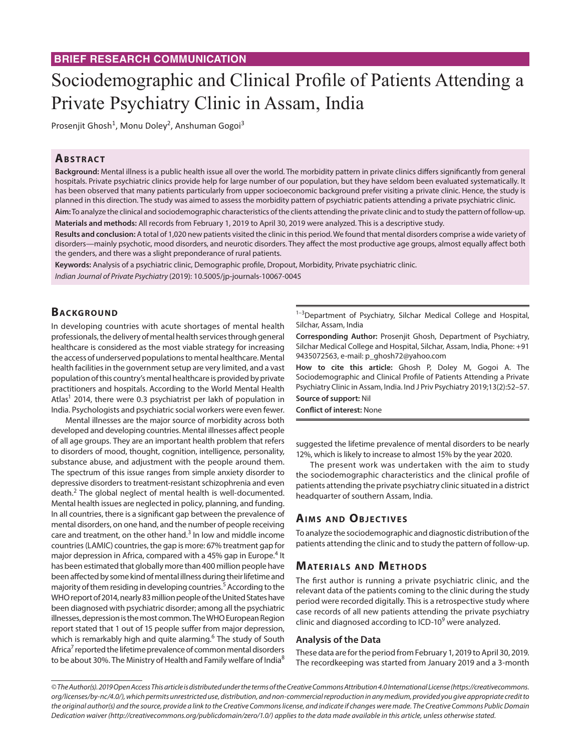**BRIEF RESEARCH COMMUNICATION**

# Sociodemographic and Clinical Profile of Patients Attending a Private Psychiatry Clinic in Assam, India

Prosenjit Ghosh[1], Monu Doley[2], Anshuman Gogoi[3]

## Abstract

**Background:** Mental illness is a public health issue all over the world. The morbidity pattern in private clinics differs significantly from general hospitals. Private psychiatric clinics provide help for large number of our population, but they have seldom been evaluated systematically. It has been observed that many patients particularly from upper socioeconomic background prefer visiting a private clinic. Hence, the study is planned in this direction. The study was aimed to assess the morbidity pattern of psychiatric patients attending a private psychiatric clinic.

**Aim:** To analyze the clinical and sociodemographic characteristics of the clients attending the private clinic and to study the pattern of follow-up.

**Materials and methods:** All records from February 1, 2019 to April 30, 2019 were analyzed. This is a descriptive study.

**Results and conclusion:** A total of 1,020 new patients visited the clinic in this period. We found that mental disorders comprise a wide variety of disorders—mainly psychotic, mood disorders, and neurotic disorders. They affect the most productive age groups, almost equally affect both the genders, and there was a slight preponderance of rural patients.

**Keywords:** Analysis of a psychiatric clinic, Demographic profile, Dropout, Morbidity, Private psychiatric clinic.

*Indian Journal of Private Psychiatry* (2019): 10.5005/jp-journals-10067-0045

## Background

In developing countries with acute shortages of mental health professionals, the delivery of mental health services through general healthcare is considered as the most viable strategy for increasing the access of underserved populations to mental healthcare. Mental health facilities in the government setup are very limited, and a vast population of this country's mental healthcare is provided by private practitioners and hospitals. According to the World Mental Health Atlas[1] 2014, there were 0.3 psychiatrist per lakh of population in India. Psychologists and psychiatric social workers were even fewer.

Mental illnesses are the major source of morbidity across both developed and developing countries. Mental illnesses affect people of all age groups. They are an important health problem that refers to disorders of mood, thought, cognition, intelligence, personality, substance abuse, and adjustment with the people around them. The spectrum of this issue ranges from simple anxiety disorder to depressive disorders to treatment-resistant schizophrenia and even death.[2] The global neglect of mental health is well-documented. Mental health issues are neglected in policy, planning, and funding. In all countries, there is a significant gap between the prevalence of mental disorders, on one hand, and the number of people receiving care and treatment, on the other hand.[3] In low and middle income countries (LAMIC) countries, the gap is more: 67% treatment gap for major depression in Africa, compared with a 45% gap in Europe.[4] It has been estimated that globally more than 400 million people have been affected by some kind of mental illness during their lifetime and majority of them residing in developing countries.[5] According to the WHO report of 2014, nearly 83 million people of the United States have been diagnosed with psychiatric disorder; among all the psychiatric illnesses, depression is the most common. The WHO European Region report stated that 1 out of 15 people suffer from major depression, which is remarkably high and quite alarming.[6] The study of South Africa[7] reported the lifetime prevalence of common mental disorders to be about 30%. The Ministry of Health and Family welfare of India[8] suggested the lifetime prevalence of mental disorders to be nearly 12%, which is likely to increase to almost 15% by the year 2020.

The present work was undertaken with the aim to study the sociodemographic characteristics and the clinical profile of patients attending the private psychiatry clinic situated in a district headquarter of southern Assam, India.

[1–3]Department of Psychiatry, Silchar Medical College and Hospital, Silchar, Assam, India

**Corresponding Author:** Prosenjit Ghosh, Department of Psychiatry, Silchar Medical College and Hospital, Silchar, Assam, India, Phone: +91 9435072563, e-mail: p_ghosh72@yahoo.com

**How to cite this article:** Ghosh P, Doley M, Gogoi A. The Sociodemographic and Clinical Profile of Patients Attending a Private Psychiatry Clinic in Assam, India. Ind J Priv Psychiatry 2019;13(2):52–57.

**Source of support:** Nil

**Conflict of interest:** None

## Aims and Objectives

To analyze the sociodemographic and diagnostic distribution of the patients attending the clinic and to study the pattern of follow-up.

## Materials and Methods

The first author is running a private psychiatric clinic, and the relevant data of the patients coming to the clinic during the study period were recorded digitally. This is a retrospective study where case records of all new patients attending the private psychiatry clinic and diagnosed according to ICD-10[9] were analyzed.

### Analysis of the Data

These data are for the period from February 1, 2019 to April 30, 2019. The recordkeeping was started from January 2019 and a 3-month

*© The Author(s). 2019 Open Access This article is distributed under the terms of the Creative Commons Attribution 4.0 International License (https://creativecommons.org/licenses/by-nc/4.0/), which permits unrestricted use, distribution, and non-commercial reproduction in any medium, provided you give appropriate credit to the original author(s) and the source, provide a link to the Creative Commons license, and indicate if changes were made. The Creative Commons Public Domain Dedication waiver (http://creativecommons.org/publicdomain/zero/1.0/) applies to the data made available in this article, unless otherwise stated.*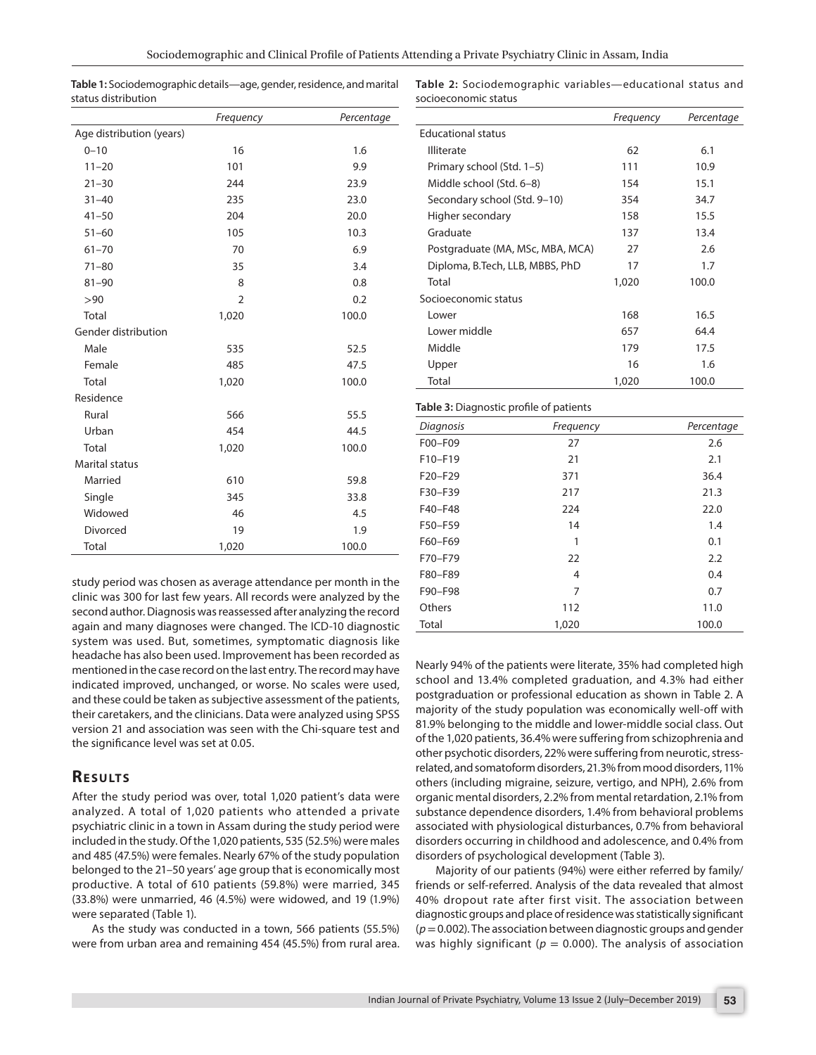**Table 1:** Sociodemographic details—age, gender, residence, and marital status distribution

| | *Frequency* | *Percentage* |
|---|---|---|
| Age distribution (years) | | |
| 0–10 | 16 | 1.6 |
| 11–20 | 101 | 9.9 |
| 21–30 | 244 | 23.9 |
| 31–40 | 235 | 23.0 |
| 41–50 | 204 | 20.0 |
| 51–60 | 105 | 10.3 |
| 61–70 | 70 | 6.9 |
| 71–80 | 35 | 3.4 |
| 81–90 | 8 | 0.8 |
| >90 | 2 | 0.2 |
| Total | 1,020 | 100.0 |
| Gender distribution | | |
| Male | 535 | 52.5 |
| Female | 485 | 47.5 |
| Total | 1,020 | 100.0 |
| Residence | | |
| Rural | 566 | 55.5 |
| Urban | 454 | 44.5 |
| Total | 1,020 | 100.0 |
| Marital status | | |
| Married | 610 | 59.8 |
| Single | 345 | 33.8 |
| Widowed | 46 | 4.5 |
| Divorced | 19 | 1.9 |
| Total | 1,020 | 100.0 |

study period was chosen as average attendance per month in the clinic was 300 for last few years. All records were analyzed by the second author. Diagnosis was reassessed after analyzing the record again and many diagnoses were changed. The ICD-10 diagnostic system was used. But, sometimes, symptomatic diagnosis like headache has also been used. Improvement has been recorded as mentioned in the case record on the last entry. The record may have indicated improved, unchanged, or worse. No scales were used, and these could be taken as subjective assessment of the patients, their caretakers, and the clinicians. Data were analyzed using SPSS version 21 and association was seen with the Chi-square test and the significance level was set at 0.05.

## Results

After the study period was over, total 1,020 patient's data were analyzed. A total of 1,020 patients who attended a private psychiatric clinic in a town in Assam during the study period were included in the study. Of the 1,020 patients, 535 (52.5%) were males and 485 (47.5%) were females. Nearly 67% of the study population belonged to the 21–50 years' age group that is economically most productive. A total of 610 patients (59.8%) were married, 345 (33.8%) were unmarried, 46 (4.5%) were widowed, and 19 (1.9%) were separated (Table 1).

As the study was conducted in a town, 566 patients (55.5%) were from urban area and remaining 454 (45.5%) from rural area.

**Table 2:** Sociodemographic variables—educational status and socioeconomic status

| | *Frequency* | *Percentage* |
|---|---|---|
| Educational status | | |
| Illiterate | 62 | 6.1 |
| Primary school (Std. 1–5) | 111 | 10.9 |
| Middle school (Std. 6–8) | 154 | 15.1 |
| Secondary school (Std. 9–10) | 354 | 34.7 |
| Higher secondary | 158 | 15.5 |
| Graduate | 137 | 13.4 |
| Postgraduate (MA, MSc, MBA, MCA) | 27 | 2.6 |
| Diploma, B.Tech, LLB, MBBS, PhD | 17 | 1.7 |
| Total | 1,020 | 100.0 |
| Socioeconomic status | | |
| Lower | 168 | 16.5 |
| Lower middle | 657 | 64.4 |
| Middle | 179 | 17.5 |
| Upper | 16 | 1.6 |
| Total | 1,020 | 100.0 |

**Table 3:** Diagnostic profile of patients

| *Diagnosis* | *Frequency* | *Percentage* |
|---|---|---|
| F00–F09 | 27 | 2.6 |
| F10–F19 | 21 | 2.1 |
| F20–F29 | 371 | 36.4 |
| F30–F39 | 217 | 21.3 |
| F40–F48 | 224 | 22.0 |
| F50–F59 | 14 | 1.4 |
| F60–F69 | 1 | 0.1 |
| F70–F79 | 22 | 2.2 |
| F80–F89 | 4 | 0.4 |
| F90–F98 | 7 | 0.7 |
| Others | 112 | 11.0 |
| Total | 1,020 | 100.0 |

Nearly 94% of the patients were literate, 35% had completed high school and 13.4% completed graduation, and 4.3% had either postgraduation or professional education as shown in Table 2. A majority of the study population was economically well-off with 81.9% belonging to the middle and lower-middle social class. Out of the 1,020 patients, 36.4% were suffering from schizophrenia and other psychotic disorders, 22% were suffering from neurotic, stress-related, and somatoform disorders, 21.3% from mood disorders, 11% others (including migraine, seizure, vertigo, and NPH), 2.6% from organic mental disorders, 2.2% from mental retardation, 2.1% from substance dependence disorders, 1.4% from behavioral problems associated with physiological disturbances, 0.7% from behavioral disorders occurring in childhood and adolescence, and 0.4% from disorders of psychological development (Table 3).

Majority of our patients (94%) were either referred by family/friends or self-referred. Analysis of the data revealed that almost 40% dropout rate after first visit. The association between diagnostic groups and place of residence was statistically significant ($p = 0.002$). The association between diagnostic groups and gender was highly significant ($p = 0.000$). The analysis of association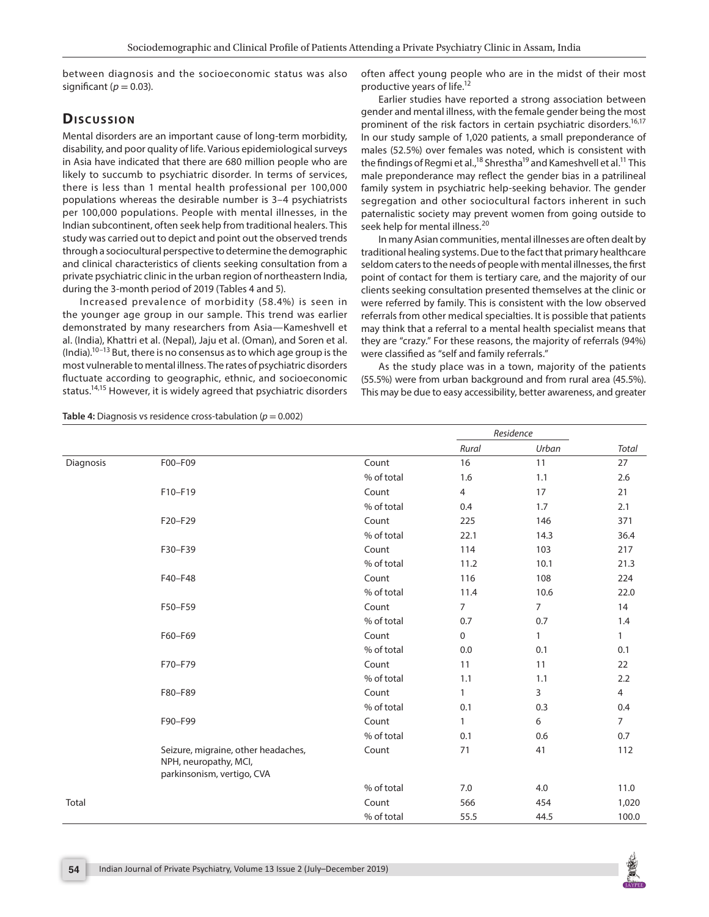between diagnosis and the socioeconomic status was also significant ($p = 0.03$).

## Discussion

Mental disorders are an important cause of long-term morbidity, disability, and poor quality of life. Various epidemiological surveys in Asia have indicated that there are 680 million people who are likely to succumb to psychiatric disorder. In terms of services, there is less than 1 mental health professional per 100,000 populations whereas the desirable number is 3–4 psychiatrists per 100,000 populations. People with mental illnesses, in the Indian subcontinent, often seek help from traditional healers. This study was carried out to depict and point out the observed trends through a sociocultural perspective to determine the demographic and clinical characteristics of clients seeking consultation from a private psychiatric clinic in the urban region of northeastern India, during the 3-month period of 2019 (Tables 4 and 5).

Increased prevalence of morbidity (58.4%) is seen in the younger age group in our sample. This trend was earlier demonstrated by many researchers from Asia—Kameshvell et al. (India), Khattri et al. (Nepal), Jaju et al. (Oman), and Soren et al. (India).[10–13] But, there is no consensus as to which age group is the most vulnerable to mental illness. The rates of psychiatric disorders fluctuate according to geographic, ethnic, and socioeconomic status.[14,15] However, it is widely agreed that psychiatric disorders often affect young people who are in the midst of their most productive years of life.[12]

Earlier studies have reported a strong association between gender and mental illness, with the female gender being the most prominent of the risk factors in certain psychiatric disorders.[16,17] In our study sample of 1,020 patients, a small preponderance of males (52.5%) over females was noted, which is consistent with the findings of Regmi et al.,[18] Shrestha[19] and Kameshvell et al.[11] This male preponderance may reflect the gender bias in a patrilineal family system in psychiatric help-seeking behavior. The gender segregation and other sociocultural factors inherent in such paternalistic society may prevent women from going outside to seek help for mental illness.[20]

In many Asian communities, mental illnesses are often dealt by traditional healing systems. Due to the fact that primary healthcare seldom caters to the needs of people with mental illnesses, the first point of contact for them is tertiary care, and the majority of our clients seeking consultation presented themselves at the clinic or were referred by family. This is consistent with the low observed referrals from other medical specialties. It is possible that patients may think that a referral to a mental health specialist means that they are "crazy." For these reasons, the majority of referrals (94%) were classified as "self and family referrals."

As the study place was in a town, majority of the patients (55.5%) were from urban background and from rural area (45.5%). This may be due to easy accessibility, better awareness, and greater

**Table 4:** Diagnosis vs residence cross-tabulation ($p = 0.002$)

| | | | Residence | | |
|---|---|---|---|---|---|
| | | | *Rural* | *Urban* | *Total* |
| Diagnosis | F00–F09 | Count | 16 | 11 | 27 |
| | | % of total | 1.6 | 1.1 | 2.6 |
| | F10–F19 | Count | 4 | 17 | 21 |
| | | % of total | 0.4 | 1.7 | 2.1 |
| | F20–F29 | Count | 225 | 146 | 371 |
| | | % of total | 22.1 | 14.3 | 36.4 |
| | F30–F39 | Count | 114 | 103 | 217 |
| | | % of total | 11.2 | 10.1 | 21.3 |
| | F40–F48 | Count | 116 | 108 | 224 |
| | | % of total | 11.4 | 10.6 | 22.0 |
| | F50–F59 | Count | 7 | 7 | 14 |
| | | % of total | 0.7 | 0.7 | 1.4 |
| | F60–F69 | Count | 0 | 1 | 1 |
| | | % of total | 0.0 | 0.1 | 0.1 |
| | F70–F79 | Count | 11 | 11 | 22 |
| | | % of total | 1.1 | 1.1 | 2.2 |
| | F80–F89 | Count | 1 | 3 | 4 |
| | | % of total | 0.1 | 0.3 | 0.4 |
| | F90–F99 | Count | 1 | 6 | 7 |
| | | % of total | 0.1 | 0.6 | 0.7 |
| | Seizure, migraine, other headaches, NPH, neuropathy, MCI, parkinsonism, vertigo, CVA | Count | 71 | 41 | 112 |
| | | % of total | 7.0 | 4.0 | 11.0 |
| Total | | Count | 566 | 454 | 1,020 |
| | | % of total | 55.5 | 44.5 | 100.0 |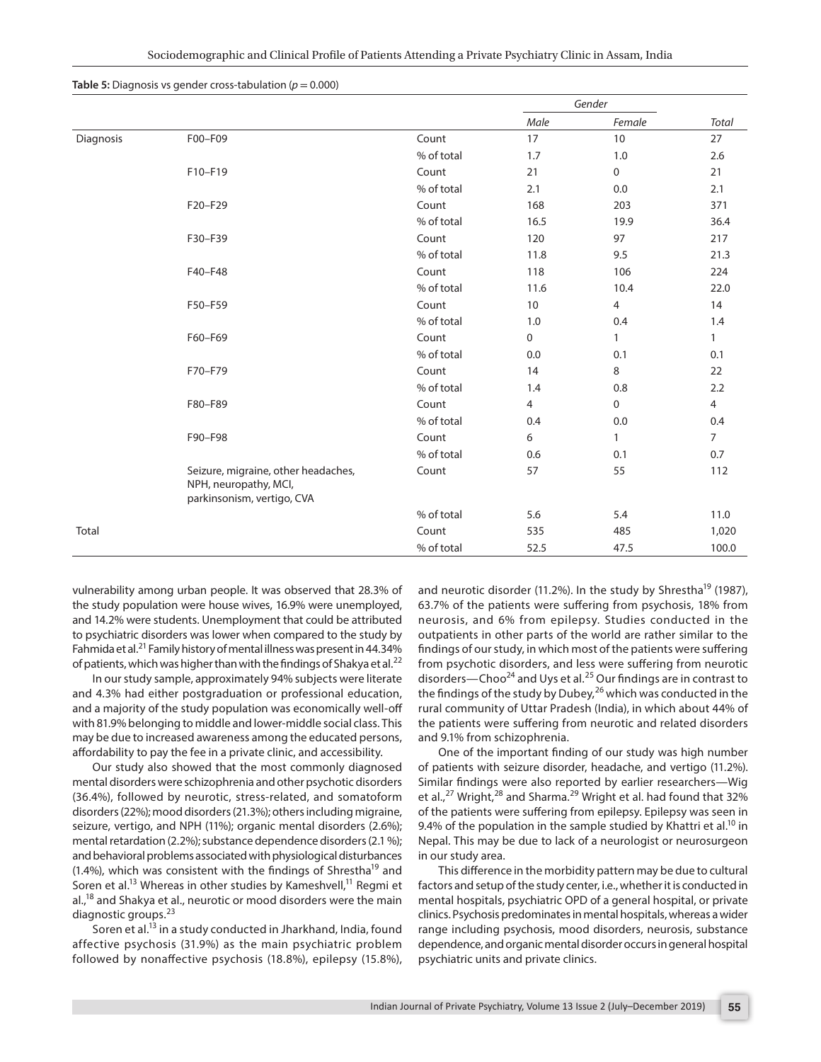**Table 5:** Diagnosis vs gender cross-tabulation ($p = 0.000$)

| | | | Gender | | |
|---|---|---|---|---|---|
| | | | *Male* | *Female* | *Total* |
| Diagnosis | F00–F09 | Count | 17 | 10 | 27 |
| | | % of total | 1.7 | 1.0 | 2.6 |
| | F10–F19 | Count | 21 | 0 | 21 |
| | | % of total | 2.1 | 0.0 | 2.1 |
| | F20–F29 | Count | 168 | 203 | 371 |
| | | % of total | 16.5 | 19.9 | 36.4 |
| | F30–F39 | Count | 120 | 97 | 217 |
| | | % of total | 11.8 | 9.5 | 21.3 |
| | F40–F48 | Count | 118 | 106 | 224 |
| | | % of total | 11.6 | 10.4 | 22.0 |
| | F50–F59 | Count | 10 | 4 | 14 |
| | | % of total | 1.0 | 0.4 | 1.4 |
| | F60–F69 | Count | 0 | 1 | 1 |
| | | % of total | 0.0 | 0.1 | 0.1 |
| | F70–F79 | Count | 14 | 8 | 22 |
| | | % of total | 1.4 | 0.8 | 2.2 |
| | F80–F89 | Count | 4 | 0 | 4 |
| | | % of total | 0.4 | 0.0 | 0.4 |
| | F90–F98 | Count | 6 | 1 | 7 |
| | | % of total | 0.6 | 0.1 | 0.7 |
| | Seizure, migraine, other headaches, NPH, neuropathy, MCI, parkinsonism, vertigo, CVA | Count | 57 | 55 | 112 |
| | | % of total | 5.6 | 5.4 | 11.0 |
| Total | | Count | 535 | 485 | 1,020 |
| | | % of total | 52.5 | 47.5 | 100.0 |

vulnerability among urban people. It was observed that 28.3% of the study population were house wives, 16.9% were unemployed, and 14.2% were students. Unemployment that could be attributed to psychiatric disorders was lower when compared to the study by Fahmida et al.[21] Family history of mental illness was present in 44.34% of patients, which was higher than with the findings of Shakya et al.[22]

In our study sample, approximately 94% subjects were literate and 4.3% had either postgraduation or professional education, and a majority of the study population was economically well-off with 81.9% belonging to middle and lower-middle social class. This may be due to increased awareness among the educated persons, affordability to pay the fee in a private clinic, and accessibility.

Our study also showed that the most commonly diagnosed mental disorders were schizophrenia and other psychotic disorders (36.4%), followed by neurotic, stress-related, and somatoform disorders (22%); mood disorders (21.3%); others including migraine, seizure, vertigo, and NPH (11%); organic mental disorders (2.6%); mental retardation (2.2%); substance dependence disorders (2.1 %); and behavioral problems associated with physiological disturbances (1.4%), which was consistent with the findings of Shrestha[19] and Soren et al.[13] Whereas in other studies by Kameshvell,[11] Regmi et al.,[18] and Shakya et al., neurotic or mood disorders were the main diagnostic groups.[23]

Soren et al.[13] in a study conducted in Jharkhand, India, found affective psychosis (31.9%) as the main psychiatric problem followed by nonaffective psychosis (18.8%), epilepsy (15.8%), and neurotic disorder (11.2%). In the study by Shrestha[19] (1987), 63.7% of the patients were suffering from psychosis, 18% from neurosis, and 6% from epilepsy. Studies conducted in the outpatients in other parts of the world are rather similar to the findings of our study, in which most of the patients were suffering from psychotic disorders, and less were suffering from neurotic disorders—Choo[24] and Uys et al.[25] Our findings are in contrast to the findings of the study by Dubey,[26] which was conducted in the rural community of Uttar Pradesh (India), in which about 44% of the patients were suffering from neurotic and related disorders and 9.1% from schizophrenia.

One of the important finding of our study was high number of patients with seizure disorder, headache, and vertigo (11.2%). Similar findings were also reported by earlier researchers—Wig et al.,[27] Wright,[28] and Sharma.[29] Wright et al. had found that 32% of the patients were suffering from epilepsy. Epilepsy was seen in 9.4% of the population in the sample studied by Khattri et al.[10] in Nepal. This may be due to lack of a neurologist or neurosurgeon in our study area.

This difference in the morbidity pattern may be due to cultural factors and setup of the study center, i.e., whether it is conducted in mental hospitals, psychiatric OPD of a general hospital, or private clinics. Psychosis predominates in mental hospitals, whereas a wider range including psychosis, mood disorders, neurosis, substance dependence, and organic mental disorder occurs in general hospital psychiatric units and private clinics.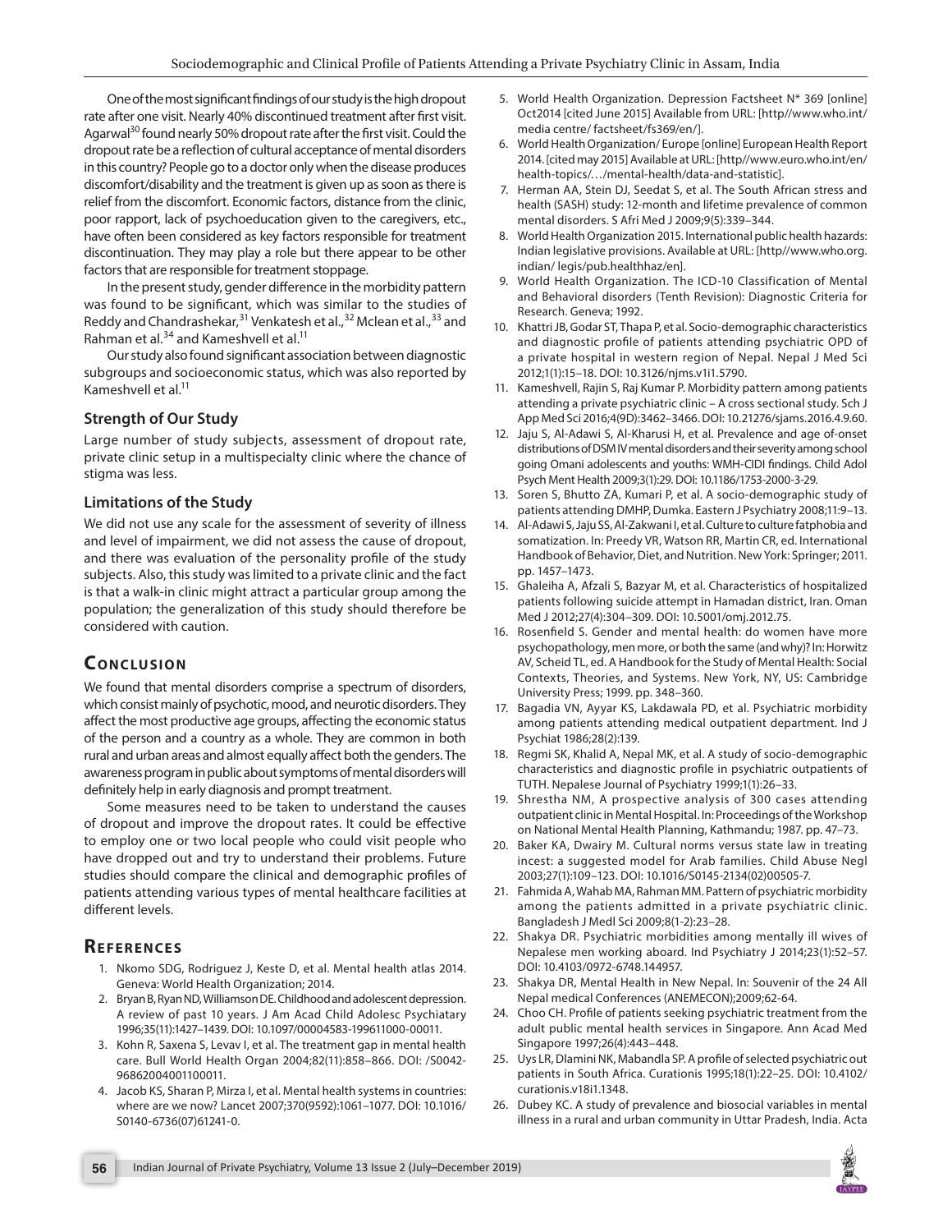One of the most significant findings of our study is the high dropout rate after one visit. Nearly 40% discontinued treatment after first visit. Agarwal[30] found nearly 50% dropout rate after the first visit. Could the dropout rate be a reflection of cultural acceptance of mental disorders in this country? People go to a doctor only when the disease produces discomfort/disability and the treatment is given up as soon as there is relief from the discomfort. Economic factors, distance from the clinic, poor rapport, lack of psychoeducation given to the caregivers, etc., have often been considered as key factors responsible for treatment discontinuation. They may play a role but there appear to be other factors that are responsible for treatment stoppage.

In the present study, gender difference in the morbidity pattern was found to be significant, which was similar to the studies of Reddy and Chandrashekar,[31] Venkatesh et al.,[32] Mclean et al.,[33] and Rahman et al.[34] and Kameshvell et al.[11]

Our study also found significant association between diagnostic subgroups and socioeconomic status, which was also reported by Kameshvell et al.[11]

### Strength of Our Study

Large number of study subjects, assessment of dropout rate, private clinic setup in a multispecialty clinic where the chance of stigma was less.

### Limitations of the Study

We did not use any scale for the assessment of severity of illness and level of impairment, we did not assess the cause of dropout, and there was evaluation of the personality profile of the study subjects. Also, this study was limited to a private clinic and the fact is that a walk-in clinic might attract a particular group among the population; the generalization of this study should therefore be considered with caution.

## Conclusion

We found that mental disorders comprise a spectrum of disorders, which consist mainly of psychotic, mood, and neurotic disorders. They affect the most productive age groups, affecting the economic status of the person and a country as a whole. They are common in both rural and urban areas and almost equally affect both the genders. The awareness program in public about symptoms of mental disorders will definitely help in early diagnosis and prompt treatment.

Some measures need to be taken to understand the causes of dropout and improve the dropout rates. It could be effective to employ one or two local people who could visit people who have dropped out and try to understand their problems. Future studies should compare the clinical and demographic profiles of patients attending various types of mental healthcare facilities at different levels.

## References

1. Nkomo SDG, Rodriguez J, Keste D, et al. Mental health atlas 2014. Geneva: World Health Organization; 2014.
2. Bryan B, Ryan ND, Williamson DE. Childhood and adolescent depression. A review of past 10 years. J Am Acad Child Adolesc Psychiatry 1996;35(11):1427–1439. DOI: 10.1097/00004583-199611000-00011.
3. Kohn R, Saxena S, Levav I, et al. The treatment gap in mental health care. Bull World Health Organ 2004;82(11):858–866. DOI: /S0042-96862004001100011.
4. Jacob KS, Sharan P, Mirza I, et al. Mental health systems in countries: where are we now? Lancet 2007;370(9592):1061–1077. DOI: 10.1016/S0140-6736(07)61241-0.
5. World Health Organization. Depression Factsheet N* 369 [online] Oct2014 [cited June 2015] Available from URL: [http//www.who.int/media centre/ factsheet/fs369/en/].
6. World Health Organization/ Europe [online] European Health Report 2014. [cited may 2015] Available at URL: [http//www.euro.who.int/en/health-topics/…/mental-health/data-and-statistic].
7. Herman AA, Stein DJ, Seedat S, et al. The South African stress and health (SASH) study: 12-month and lifetime prevalence of common mental disorders. S Afri Med J 2009;9(5):339–344.
8. World Health Organization 2015. International public health hazards: Indian legislative provisions. Available at URL: [http//www.who.org.indian/ legis/pub.healthhaz/en].
9. World Health Organization. The ICD-10 Classification of Mental and Behavioral disorders (Tenth Revision): Diagnostic Criteria for Research. Geneva; 1992.
10. Khattri JB, Godar ST, Thapa P, et al. Socio-demographic characteristics and diagnostic profile of patients attending psychiatric OPD of a private hospital in western region of Nepal. Nepal J Med Sci 2012;1(1):15–18. DOI: 10.3126/njms.v1i1.5790.
11. Kameshvell, Rajin S, Raj Kumar P. Morbidity pattern among patients attending a private psychiatric clinic – A cross sectional study. Sch J App Med Sci 2016;4(9D):3462–3466. DOI: 10.21276/sjams.2016.4.9.60.
12. Jaju S, Al-Adawi S, Al-Kharusi H, et al. Prevalence and age of-onset distributions of DSM IV mental disorders and their severity among school going Omani adolescents and youths: WMH-CIDI findings. Child Adol Psych Ment Health 2009;3(1):29. DOI: 10.1186/1753-2000-3-29.
13. Soren S, Bhutto ZA, Kumari P, et al. A socio-demographic study of patients attending DMHP, Dumka. Eastern J Psychiatry 2008;11:9–13.
14. Al-Adawi S, Jaju SS, Al-Zakwani I, et al. Culture to culture fatphobia and somatization. In: Preedy VR, Watson RR, Martin CR, ed. International Handbook of Behavior, Diet, and Nutrition. New York: Springer; 2011. pp. 1457–1473.
15. Ghaleiha A, Afzali S, Bazyar M, et al. Characteristics of hospitalized patients following suicide attempt in Hamadan district, Iran. Oman Med J 2012;27(4):304–309. DOI: 10.5001/omj.2012.75.
16. Rosenfield S. Gender and mental health: do women have more psychopathology, men more, or both the same (and why)? In: Horwitz AV, Scheid TL, ed. A Handbook for the Study of Mental Health: Social Contexts, Theories, and Systems. New York, NY, US: Cambridge University Press; 1999. pp. 348–360.
17. Bagadia VN, Ayyar KS, Lakdawala PD, et al. Psychiatric morbidity among patients attending medical outpatient department. Ind J Psychiat 1986;28(2):139.
18. Regmi SK, Khalid A, Nepal MK, et al. A study of socio-demographic characteristics and diagnostic profile in psychiatric outpatients of TUTH. Nepalese Journal of Psychiatry 1999;1(1):26–33.
19. Shrestha NM, A prospective analysis of 300 cases attending outpatient clinic in Mental Hospital. In: Proceedings of the Workshop on National Mental Health Planning, Kathmandu; 1987. pp. 47–73.
20. Baker KA, Dwairy M. Cultural norms versus state law in treating incest: a suggested model for Arab families. Child Abuse Negl 2003;27(1):109–123. DOI: 10.1016/S0145-2134(02)00505-7.
21. Fahmida A, Wahab MA, Rahman MM. Pattern of psychiatric morbidity among the patients admitted in a private psychiatric clinic. Bangladesh J Medl Sci 2009;8(1-2):23–28.
22. Shakya DR. Psychiatric morbidities among mentally ill wives of Nepalese men working aboard. Ind Psychiatry J 2014;23(1):52–57. DOI: 10.4103/0972-6748.144957.
23. Shakya DR, Mental Health in New Nepal. In: Souvenir of the 24 All Nepal medical Conferences (ANEMECON);2009;62-64.
24. Choo CH. Profile of patients seeking psychiatric treatment from the adult public mental health services in Singapore. Ann Acad Med Singapore 1997;26(4):443–448.
25. Uys LR, Dlamini NK, Mabandla SP. A profile of selected psychiatric out patients in South Africa. Curationis 1995;18(1):22–25. DOI: 10.4102/curationis.v18i1.1348.
26. Dubey KC. A study of prevalence and biosocial variables in mental illness in a rural and urban community in Uttar Pradesh, India. Acta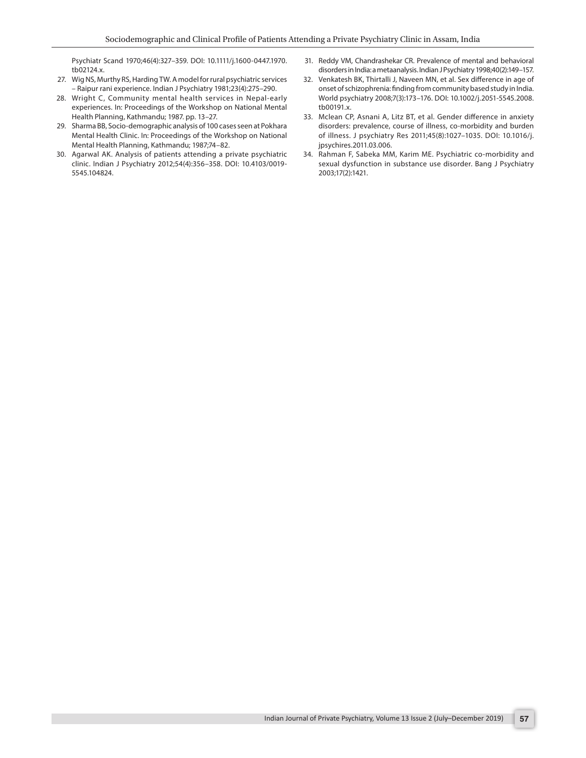Psychiatr Scand 1970;46(4):327–359. DOI: 10.1111/j.1600-0447.1970.tb02124.x.

27. Wig NS, Murthy RS, Harding TW. A model for rural psychiatric services – Raipur rani experience. Indian J Psychiatry 1981;23(4):275–290.
28. Wright C, Community mental health services in Nepal-early experiences. In: Proceedings of the Workshop on National Mental Health Planning, Kathmandu; 1987. pp. 13–27.
29. Sharma BB, Socio-demographic analysis of 100 cases seen at Pokhara Mental Health Clinic. In: Proceedings of the Workshop on National Mental Health Planning, Kathmandu; 1987;74–82.
30. Agarwal AK. Analysis of patients attending a private psychiatric clinic. Indian J Psychiatry 2012;54(4):356–358. DOI: 10.4103/0019-5545.104824.
31. Reddy VM, Chandrashekar CR. Prevalence of mental and behavioral disorders in India: a metaanalysis. Indian J Psychiatry 1998;40(2):149–157.
32. Venkatesh BK, Thirtalli J, Naveen MN, et al. Sex difference in age of onset of schizophrenia: finding from community based study in India. World psychiatry 2008;7(3):173–176. DOI: 10.1002/j.2051-5545.2008.tb00191.x.
33. Mclean CP, Asnani A, Litz BT, et al. Gender difference in anxiety disorders: prevalence, course of illness, co-morbidity and burden of illness. J psychiatry Res 2011;45(8):1027–1035. DOI: 10.1016/j.jpsychires.2011.03.006.
34. Rahman F, Sabeka MM, Karim ME. Psychiatric co-morbidity and sexual dysfunction in substance use disorder. Bang J Psychiatry 2003;17(2):1421.